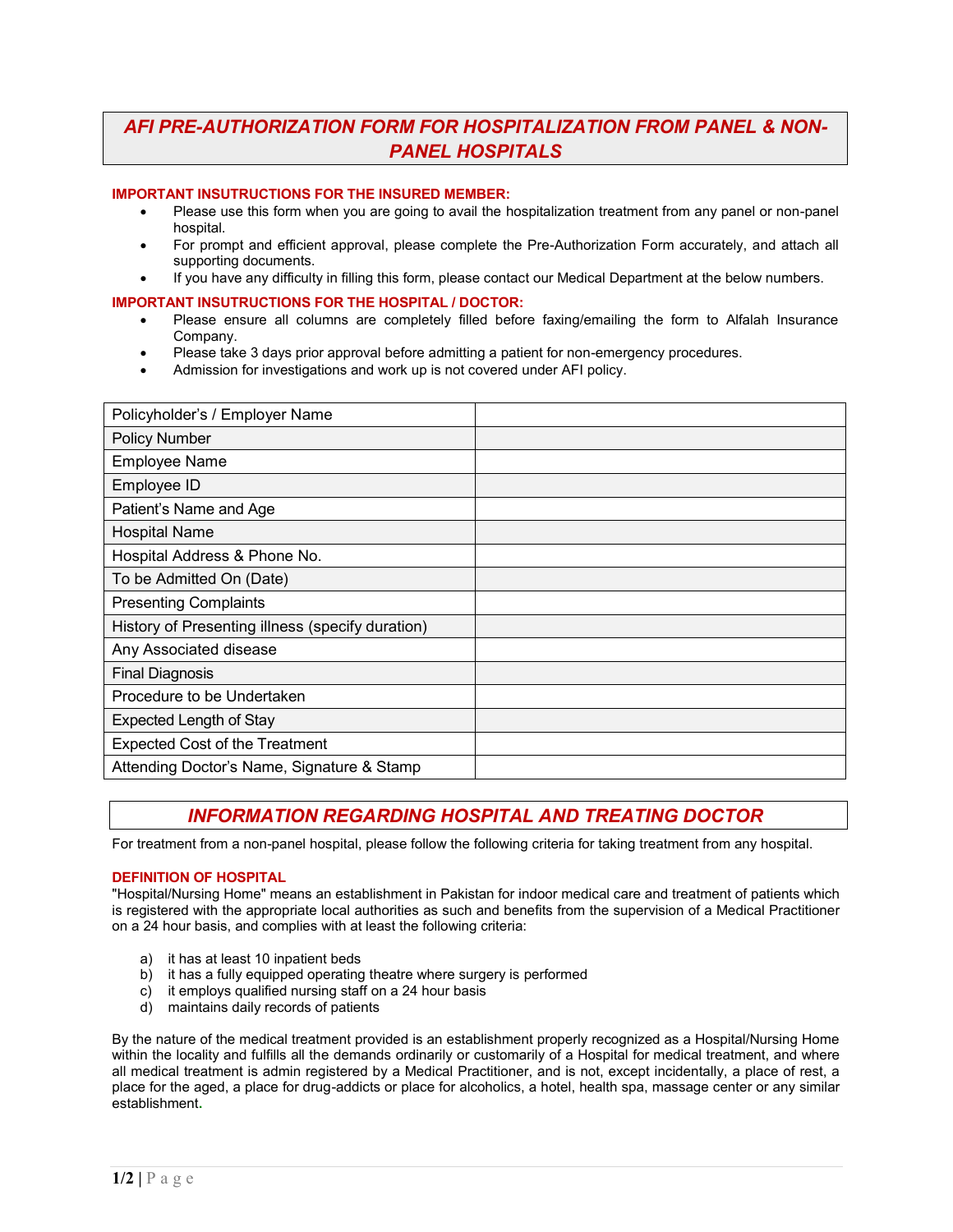# *AFI PRE-AUTHORIZATION FORM FOR HOSPITALIZATION FROM PANEL & NON-PANEL HOSPITALS*

**IMPORTANT INSUTRUCTIONS FOR THE INSURED MEMBER:**

- Please use this form when you are going to avail the hospitalization treatment from any panel or non-panel hospital.
- For prompt and efficient approval, please complete the Pre-Authorization Form accurately, and attach all supporting documents.
- If you have any difficulty in filling this form, please contact our Medical Department at the below numbers.

**IMPORTANT INSUTRUCTIONS FOR THE HOSPITAL / DOCTOR:**

- Please ensure all columns are completely filled before faxing/emailing the form to Alfalah Insurance Company.
- Please take 3 days prior approval before admitting a patient for non-emergency procedures.
- Admission for investigations and work up is not covered under AFI policy.

| | |
|---|---|
| Policyholder's / Employer Name | |
| Policy Number | |
| Employee Name | |
| Employee ID | |
| Patient's Name and Age | |
| Hospital Name | |
| Hospital Address & Phone No. | |
| To be Admitted On (Date) | |
| Presenting Complaints | |
| History of Presenting illness (specify duration) | |
| Any Associated disease | |
| Final Diagnosis | |
| Procedure to be Undertaken | |
| Expected Length of Stay | |
| Expected Cost of the Treatment | |
| Attending Doctor's Name, Signature & Stamp | |

## *INFORMATION REGARDING HOSPITAL AND TREATING DOCTOR*

For treatment from a non-panel hospital, please follow the following criteria for taking treatment from any hospital.

**DEFINITION OF HOSPITAL**

"Hospital/Nursing Home" means an establishment in Pakistan for indoor medical care and treatment of patients which is registered with the appropriate local authorities as such and benefits from the supervision of a Medical Practitioner on a 24 hour basis, and complies with at least the following criteria:

a) it has at least 10 inpatient beds
b) it has a fully equipped operating theatre where surgery is performed
c) it employs qualified nursing staff on a 24 hour basis
d) maintains daily records of patients

By the nature of the medical treatment provided is an establishment properly recognized as a Hospital/Nursing Home within the locality and fulfills all the demands ordinarily or customarily of a Hospital for medical treatment, and where all medical treatment is admin registered by a Medical Practitioner, and is not, except incidentally, a place of rest, a place for the aged, a place for drug-addicts or place for alcoholics, a hotel, health spa, massage center or any similar establishment.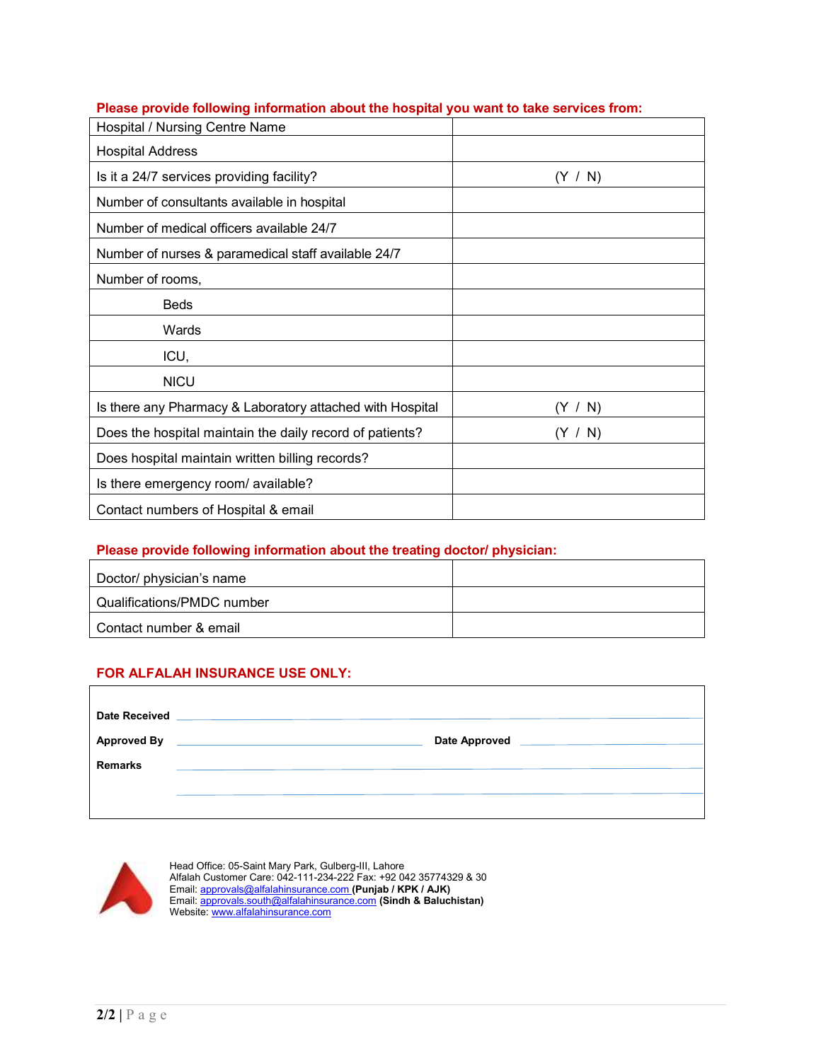**Please provide following information about the hospital you want to take services from:**

| | |
|---|---|
| Hospital / Nursing Centre Name | |
| Hospital Address | |
| Is it a 24/7 services providing facility? | (Y / N) |
| Number of consultants available in hospital | |
| Number of medical officers available 24/7 | |
| Number of nurses & paramedical staff available 24/7 | |
| Number of rooms, | |
| Beds | |
| Wards | |
| ICU, | |
| NICU | |
| Is there any Pharmacy & Laboratory attached with Hospital | (Y / N) |
| Does the hospital maintain the daily record of patients? | (Y / N) |
| Does hospital maintain written billing records? | |
| Is there emergency room/ available? | |
| Contact numbers of Hospital & email | |

**Please provide following information about the treating doctor/ physician:**

| | |
|---|---|
| Doctor/ physician's name | |
| Qualifications/PMDC number | |
| Contact number & email | |

**FOR ALFALAH INSURANCE USE ONLY:**

**Date Received** ______________________________

**Approved By** ______________________ **Date Approved** ______________________

**Remarks** ______________________________

______________________________

Head Office: 05-Saint Mary Park, Gulberg-III, Lahore
Alfalah Customer Care: 042-111-234-222 Fax: +92 042 35774329 & 30
Email: approvals@alfalahinsurance.com **(Punjab / KPK / AJK)**
Email: approvals.south@alfalahinsurance.com **(Sindh & Baluchistan)**
Website: www.alfalahinsurance.com